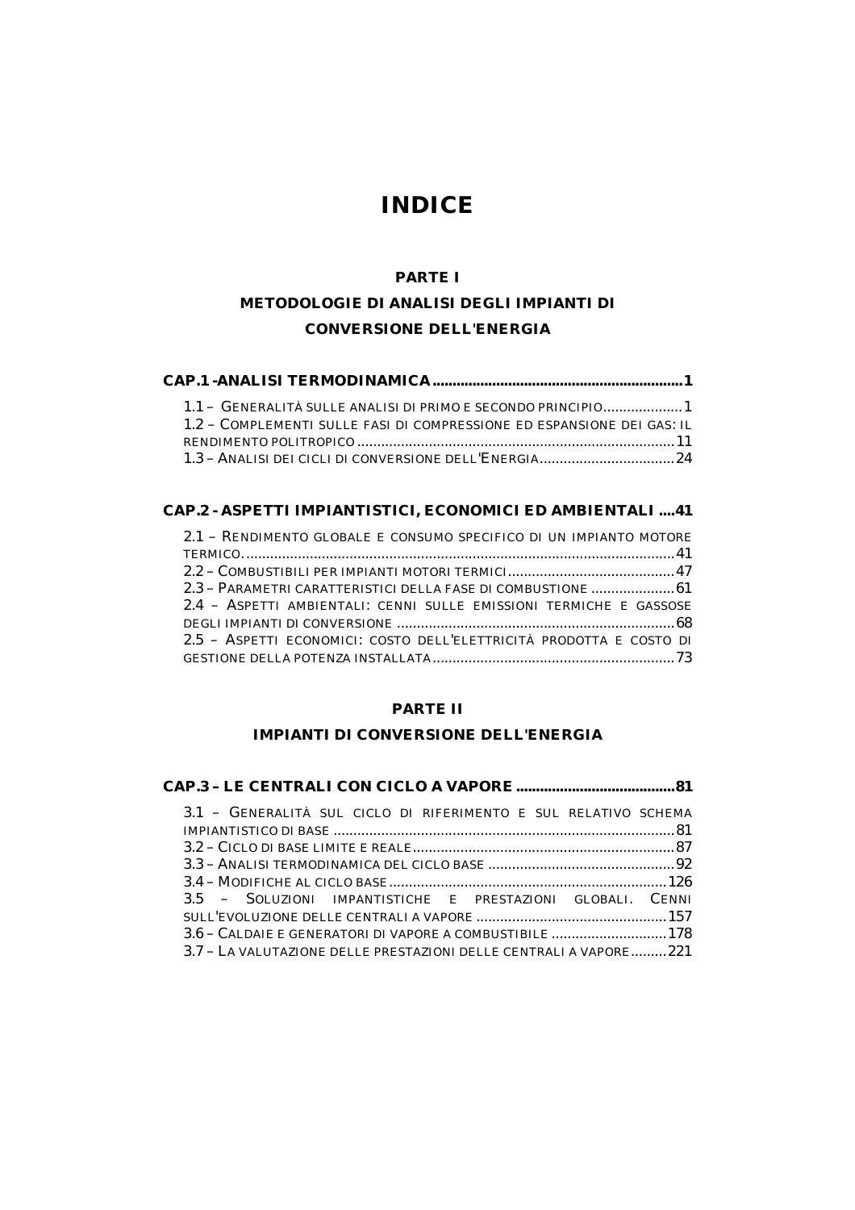# INDICE

## PARTE I

## METODOLOGIE DI ANALISI DEGLI IMPIANTI DI CONVERSIONE DELL'ENERGIA

### CAP.1 -ANALISI TERMODINAMICA ........................................................................ 1

1.1 – Generalità sulle analisi di primo e secondo principio .................... 1
1.2 – Complementi sulle fasi di compressione ed espansione dei gas: il rendimento politropico ........................................................................ 11
1.3 – Analisi dei cicli di conversione dell'Energia .................................. 24

### CAP.2 - ASPETTI IMPIANTISTICI, ECONOMICI ED AMBIENTALI ....41

2.1 – Rendimento globale e consumo specifico di un impianto motore termico. ............................................................................................. 41
2.2 – Combustibili per impianti motori termici .......................................... 47
2.3 – Parametri caratteristici della fase di combustione ..................... 61
2.4 – Aspetti ambientali: cenni sulle emissioni termiche e gassose degli impianti di conversione ...................................................................... 68
2.5 – Aspetti economici: costo dell'elettricità prodotta e costo di gestione della potenza installata ............................................................. 73

## PARTE II

## IMPIANTI DI CONVERSIONE DELL'ENERGIA

### CAP.3 – LE CENTRALI CON CICLO A VAPORE ........................................ 81

3.1 – Generalità sul ciclo di riferimento e sul relativo schema impiantistico di base ...................................................................................... 81
3.2 – Ciclo di base limite e reale ................................................................. 87
3.3 – Analisi termodinamica del ciclo base ............................................... 92
3.4 – Modifiche al ciclo base ..................................................................... 126
3.5 – Soluzioni impantistiche e prestazioni globali. Cenni sull'evoluzione delle centrali a vapore ................................................ 157
3.6 – Caldaie e generatori di vapore a combustibile ............................. 178
3.7 – La valutazione delle prestazioni delle centrali a vapore .........221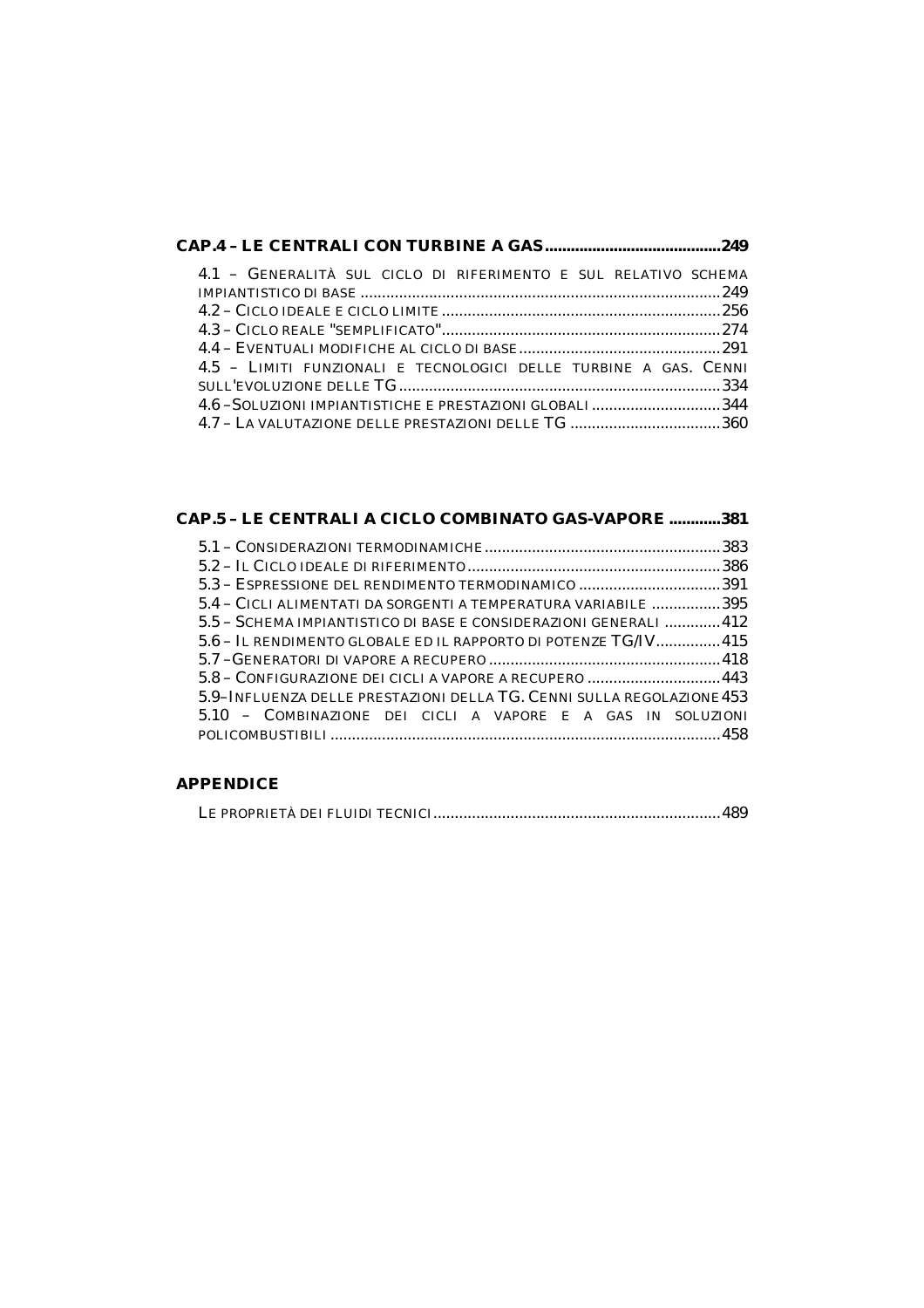**CAP.4 – LE CENTRALI CON TURBINE A GAS........................................249**

4.1 – GENERALITÀ SUL CICLO DI RIFERIMENTO E SUL RELATIVO SCHEMA IMPIANTISTICO DI BASE ....................................................................................249
4.2 – CICLO IDEALE E CICLO LIMITE .................................................................256
4.3 – CICLO REALE "SEMPLIFICATO".................................................................274
4.4 – EVENTUALI MODIFICHE AL CICLO DI BASE ...............................................291
4.5 – LIMITI FUNZIONALI E TECNOLOGICI DELLE TURBINE A GAS. CENNI SULL'EVOLUZIONE DELLE TG...........................................................................334
4.6 –SOLUZIONI IMPIANTISTICHE E PRESTAZIONI GLOBALI ..............................344
4.7 – LA VALUTAZIONE DELLE PRESTAZIONI DELLE TG ...................................360

**CAP.5 – LE CENTRALI A CICLO COMBINATO GAS-VAPORE ............381**

5.1 – CONSIDERAZIONI TERMODINAMICHE .......................................................383
5.2 – IL CICLO IDEALE DI RIFERIMENTO...........................................................386
5.3 – ESPRESSIONE DEL RENDIMENTO TERMODINAMICO .................................391
5.4 – CICLI ALIMENTATI DA SORGENTI A TEMPERATURA VARIABILE ................395
5.5 – SCHEMA IMPIANTISTICO DI BASE E CONSIDERAZIONI GENERALI .............412
5.6 – IL RENDIMENTO GLOBALE ED IL RAPPORTO DI POTENZE TG/IV...............415
5.7 –GENERATORI DI VAPORE A RECUPERO ......................................................418
5.8 – CONFIGURAZIONE DEI CICLI A VAPORE A RECUPERO ...............................443
5.9–INFLUENZA DELLE PRESTAZIONI DELLA TG. CENNI SULLA REGOLAZIONE 453
5.10 – COMBINAZIONE DEI CICLI A VAPORE E A GAS IN SOLUZIONI POLICOMBUSTIBILI ..........................................................................................458

**APPENDICE**

LE PROPRIETÀ DEI FLUIDI TECNICI...................................................................489